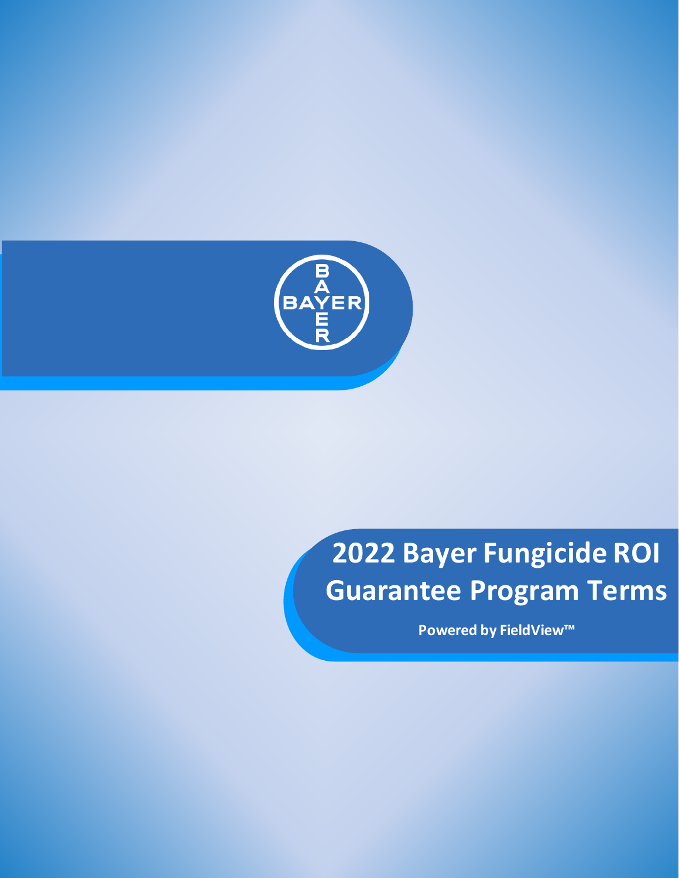BAYER

# 2022 Bayer Fungicide ROI Guarantee Program Terms

**Powered by FieldView™**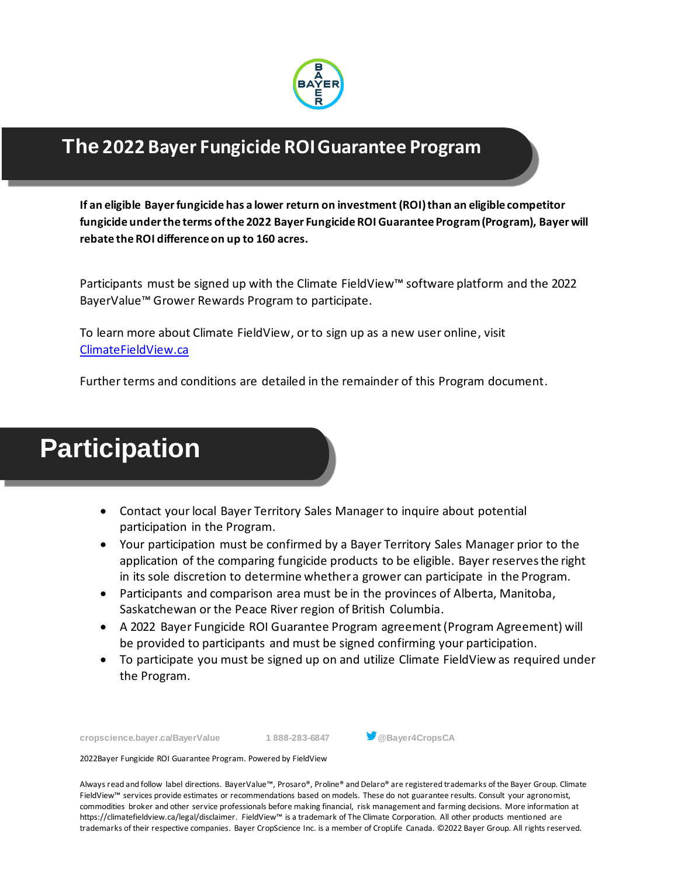# The 2022 Bayer Fungicide ROI Guarantee Program

**If an eligible Bayer fungicide has a lower return on investment (ROI) than an eligible competitor fungicide under the terms of the 2022 Bayer Fungicide ROI Guarantee Program (Program), Bayer will rebate the ROI difference on up to 160 acres.**

Participants must be signed up with the Climate FieldView™ software platform and the 2022 BayerValue™ Grower Rewards Program to participate.

To learn more about Climate FieldView, or to sign up as a new user online, visit ClimateFieldView.ca

Further terms and conditions are detailed in the remainder of this Program document.

# Participation

- Contact your local Bayer Territory Sales Manager to inquire about potential participation in the Program.
- Your participation must be confirmed by a Bayer Territory Sales Manager prior to the application of the comparing fungicide products to be eligible. Bayer reserves the right in its sole discretion to determine whether a grower can participate in the Program.
- Participants and comparison area must be in the provinces of Alberta, Manitoba, Saskatchewan or the Peace River region of British Columbia.
- A 2022 Bayer Fungicide ROI Guarantee Program agreement (Program Agreement) will be provided to participants and must be signed confirming your participation.
- To participate you must be signed up on and utilize Climate FieldView as required under the Program.

cropscience.bayer.ca/BayerValue 1 888-283-6847 @Bayer4CropsCA

2022Bayer Fungicide ROI Guarantee Program. Powered by FieldView

Always read and follow label directions. BayerValue™, Prosaro®, Proline® and Delaro® are registered trademarks of the Bayer Group. Climate FieldView™ services provide estimates or recommendations based on models. These do not guarantee results. Consult your agronomist, commodities broker and other service professionals before making financial, risk management and farming decisions. More information at https://climatefieldview.ca/legal/disclaimer. FieldView™ is a trademark of The Climate Corporation. All other products mentioned are trademarks of their respective companies. Bayer CropScience Inc. is a member of CropLife Canada. ©2022 Bayer Group. All rights reserved.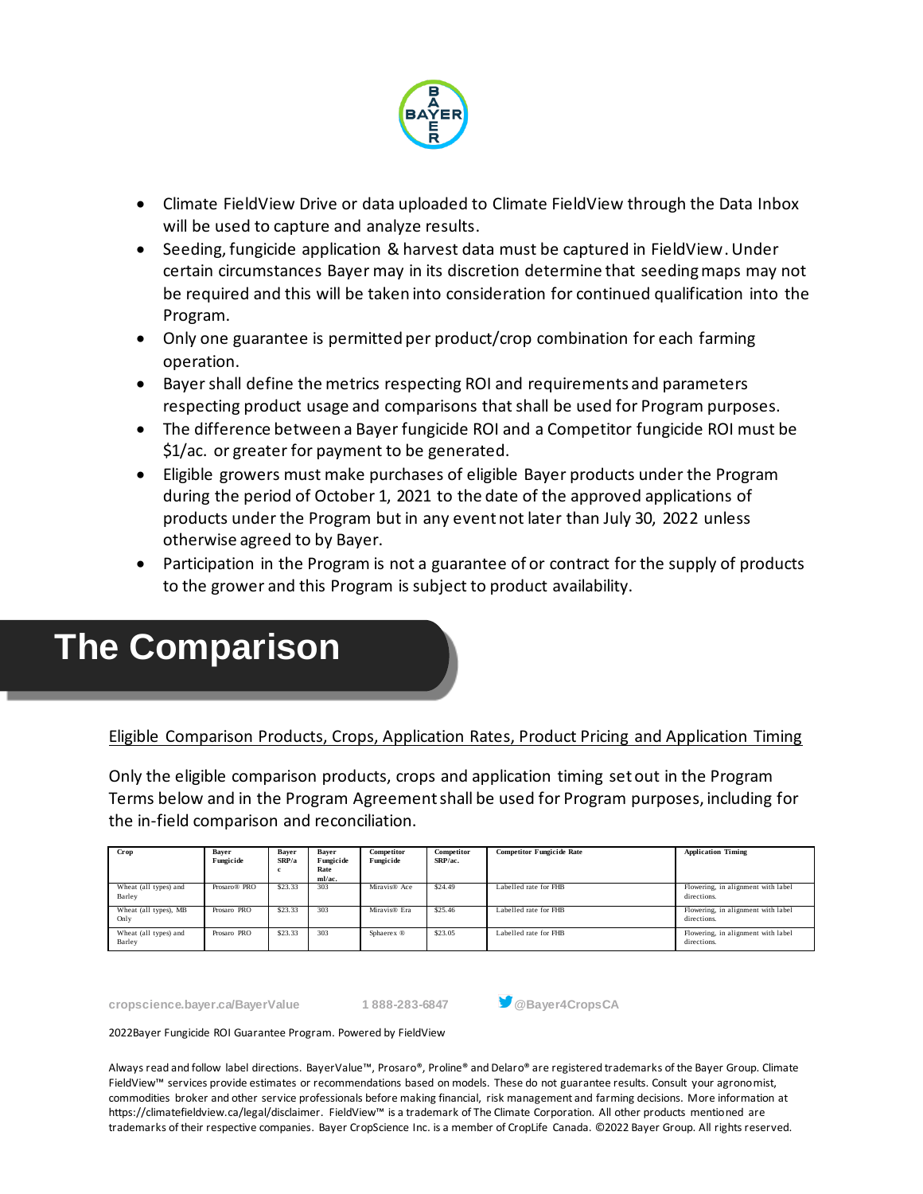- Climate FieldView Drive or data uploaded to Climate FieldView through the Data Inbox will be used to capture and analyze results.
- Seeding, fungicide application & harvest data must be captured in FieldView. Under certain circumstances Bayer may in its discretion determine that seeding maps may not be required and this will be taken into consideration for continued qualification into the Program.
- Only one guarantee is permitted per product/crop combination for each farming operation.
- Bayer shall define the metrics respecting ROI and requirements and parameters respecting product usage and comparisons that shall be used for Program purposes.
- The difference between a Bayer fungicide ROI and a Competitor fungicide ROI must be $1/ac. or greater for payment to be generated.
- Eligible growers must make purchases of eligible Bayer products under the Program during the period of October 1, 2021 to the date of the approved applications of products under the Program but in any event not later than July 30, 2022 unless otherwise agreed to by Bayer.
- Participation in the Program is not a guarantee of or contract for the supply of products to the grower and this Program is subject to product availability.

# The Comparison

Eligible Comparison Products, Crops, Application Rates, Product Pricing and Application Timing

Only the eligible comparison products, crops and application timing set out in the Program Terms below and in the Program Agreement shall be used for Program purposes, including for the in-field comparison and reconciliation.

| Crop | Bayer Fungicide | Bayer SRP/ac | Bayer Fungicide Rate ml/ac. | Competitor Fungicide | Competitor SRP/ac. | Competitor Fungicide Rate | Application Timing |
|---|---|---|---|---|---|---|---|
| Wheat (all types) and Barley | Prosaro® PRO | $23.33 | 303 | Miravis® Ace | $24.49 | Labelled rate for FHB | Flowering, in alignment with label directions. |
| Wheat (all types), MB Only | Prosaro PRO | $23.33 | 303 | Miravis® Era | $25.46 | Labelled rate for FHB | Flowering, in alignment with label directions. |
| Wheat (all types) and Barley | Prosaro PRO | $23.33 | 303 | Sphaerex ® | $23.05 | Labelled rate for FHB | Flowering, in alignment with label directions. |

cropscience.bayer.ca/BayerValue 1 888-283-6847 @Bayer4CropsCA

2022Bayer Fungicide ROI Guarantee Program. Powered by FieldView

Always read and follow label directions. BayerValue™, Prosaro®, Proline® and Delaro® are registered trademarks of the Bayer Group. Climate FieldView™ services provide estimates or recommendations based on models. These do not guarantee results. Consult your agronomist, commodities broker and other service professionals before making financial, risk management and farming decisions. More information at https://climatefieldview.ca/legal/disclaimer. FieldView™ is a trademark of The Climate Corporation. All other products mentioned are trademarks of their respective companies. Bayer CropScience Inc. is a member of CropLife Canada. ©2022 Bayer Group. All rights reserved.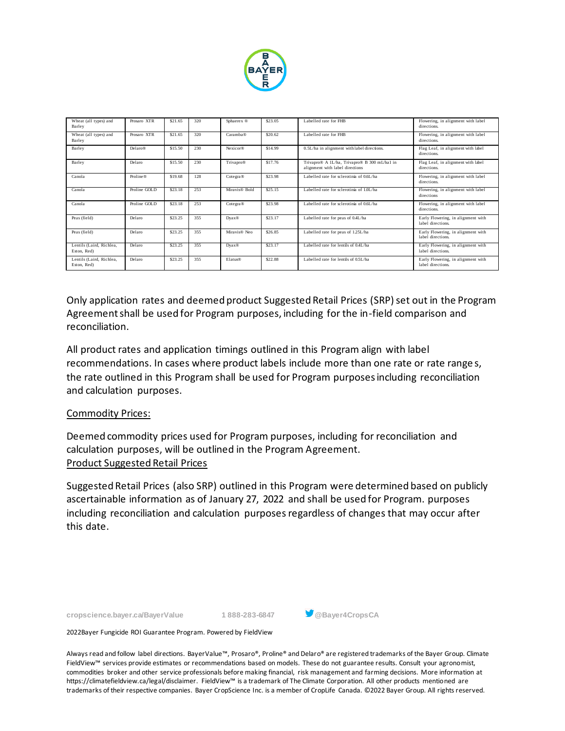| Wheat (all types) and Barley | Prosaro XTR | $21.65 | 320 | Sphaerex ® | $23.05 | Labelled rate for FHB | Flowering, in alignment with label directions. |
|---|---|---|---|---|---|---|---|
| Wheat (all types) and Barley | Prosaro XTR | $21.65 | 320 | Caramba® | $20.62 | Labelled rate for FHB | Flowering, in alignment with label directions. |
| Barley | Delaro® | $15.50 | 230 | Nexicor® | $14.99 | 0.5L/ha in alignment with label directions. | Flag Leaf, in alignment with label directions. |
| Barley | Delaro | $15.50 | 230 | Trivapro® | $17.76 | Trivapro® A 1L/ha, Trivapro® B 300 mL/ha1 in alignment with label directions | Flag Leaf, in alignment with label directions. |
| Canola | Proline® | $19.68 | 128 | Cotegra® | $23.98 | Labelled rate for sclerotinia of 0.6L/ha | Flowering, in alignment with label directions. |
| Canola | Proline GOLD | $23.18 | 253 | Miravis® Bold | $25.15 | Labelled rate for sclerotinia of 1.0L/ha | Flowering, in alignment with label directions |
| Canola | Proline GOLD | $23.18 | 253 | Cotegra® | $23.98 | Labelled rate for sclerotinia of 0.6L/ha | Flowering, in alignment with label directions. |
| Peas (field) | Delaro | $23.25 | 355 | Dyax® | $23.17 | Labelled rate for peas of 0.4L/ha | Early Flowering, in alignment with label directions. |
| Peas (field) | Delaro | $23.25 | 355 | Miravis® Neo | $26.85 | Labelled rate for peas of 1.25L/ha | Early Flowering, in alignment with label directions. |
| Lentils (Laird, Richlea, Eston, Red) | Delaro | $23.25 | 355 | Dyax® | $23.17 | Labelled rate for lentils of 0.4L/ha | Early Flowering, in alignment with label directions. |
| Lentils (Laird, Richlea, Eston, Red) | Delaro | $23.25 | 355 | Elatus® | $22.88 | Labelled rate for lentils of 0.5L/ha | Early Flowering, in alignment with label directions. |

Only application rates and deemed product Suggested Retail Prices (SRP) set out in the Program Agreement shall be used for Program purposes, including for the in-field comparison and reconciliation.

All product rates and application timings outlined in this Program align with label recommendations. In cases where product labels include more than one rate or rate ranges, the rate outlined in this Program shall be used for Program purposes including reconciliation and calculation purposes.

Commodity Prices:

Deemed commodity prices used for Program purposes, including for reconciliation and calculation purposes, will be outlined in the Program Agreement.

Product Suggested Retail Prices

Suggested Retail Prices (also SRP) outlined in this Program were determined based on publicly ascertainable information as of January 27, 2022 and shall be used for Program. purposes including reconciliation and calculation purposes regardless of changes that may occur after this date.

cropscience.bayer.ca/BayerValue 1 888-283-6847 @Bayer4CropsCA

2022Bayer Fungicide ROI Guarantee Program. Powered by FieldView

Always read and follow label directions. BayerValue™, Prosaro®, Proline® and Delaro® are registered trademarks of the Bayer Group. Climate FieldView™ services provide estimates or recommendations based on models. These do not guarantee results. Consult your agronomist, commodities broker and other service professionals before making financial, risk management and farming decisions. More information at https://climatefieldview.ca/legal/disclaimer. FieldView™ is a trademark of The Climate Corporation. All other products mentioned are trademarks of their respective companies. Bayer CropScience Inc. is a member of CropLife Canada. ©2022 Bayer Group. All rights reserved.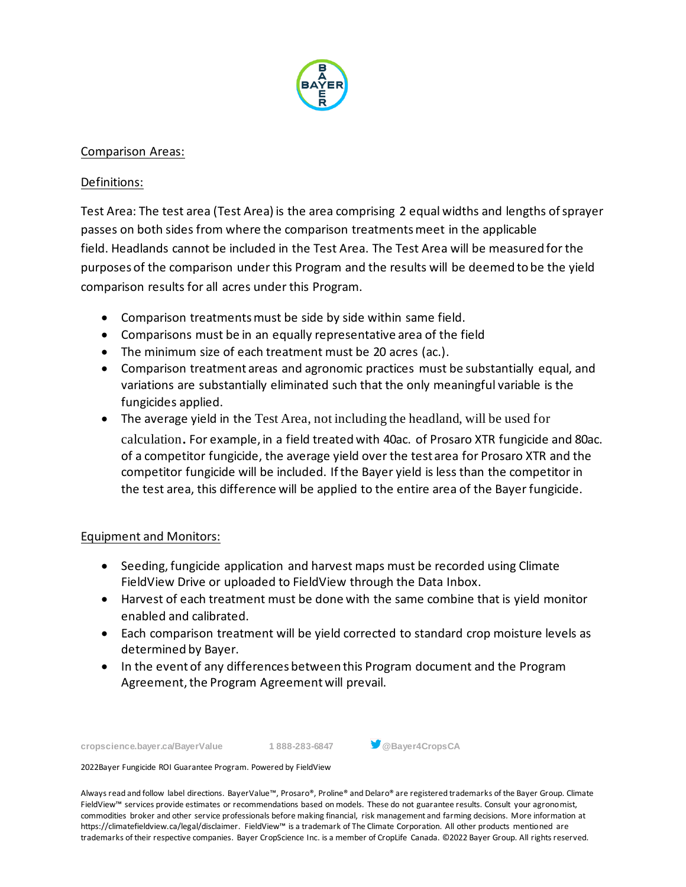Comparison Areas:

Definitions:

Test Area: The test area (Test Area) is the area comprising 2 equal widths and lengths of sprayer passes on both sides from where the comparison treatments meet in the applicable field. Headlands cannot be included in the Test Area. The Test Area will be measured for the purposes of the comparison under this Program and the results will be deemed to be the yield comparison results for all acres under this Program.

- Comparison treatments must be side by side within same field.
- Comparisons must be in an equally representative area of the field
- The minimum size of each treatment must be 20 acres (ac.).
- Comparison treatment areas and agronomic practices must be substantially equal, and variations are substantially eliminated such that the only meaningful variable is the fungicides applied.
- The average yield in the Test Area, not including the headland, will be used for calculation. For example, in a field treated with 40ac. of Prosaro XTR fungicide and 80ac. of a competitor fungicide, the average yield over the test area for Prosaro XTR and the competitor fungicide will be included. If the Bayer yield is less than the competitor in the test area, this difference will be applied to the entire area of the Bayer fungicide.

Equipment and Monitors:

- Seeding, fungicide application and harvest maps must be recorded using Climate FieldView Drive or uploaded to FieldView through the Data Inbox.
- Harvest of each treatment must be done with the same combine that is yield monitor enabled and calibrated.
- Each comparison treatment will be yield corrected to standard crop moisture levels as determined by Bayer.
- In the event of any differences between this Program document and the Program Agreement, the Program Agreement will prevail.

cropscience.bayer.ca/BayerValue 1 888-283-6847 @Bayer4CropsCA

2022Bayer Fungicide ROI Guarantee Program. Powered by FieldView

Always read and follow label directions. BayerValue™, Prosaro®, Proline® and Delaro® are registered trademarks of the Bayer Group. Climate FieldView™ services provide estimates or recommendations based on models. These do not guarantee results. Consult your agronomist, commodities broker and other service professionals before making financial, risk management and farming decisions. More information at https://climatefieldview.ca/legal/disclaimer. FieldView™ is a trademark of The Climate Corporation. All other products mentioned are trademarks of their respective companies. Bayer CropScience Inc. is a member of CropLife Canada. ©2022 Bayer Group. All rights reserved.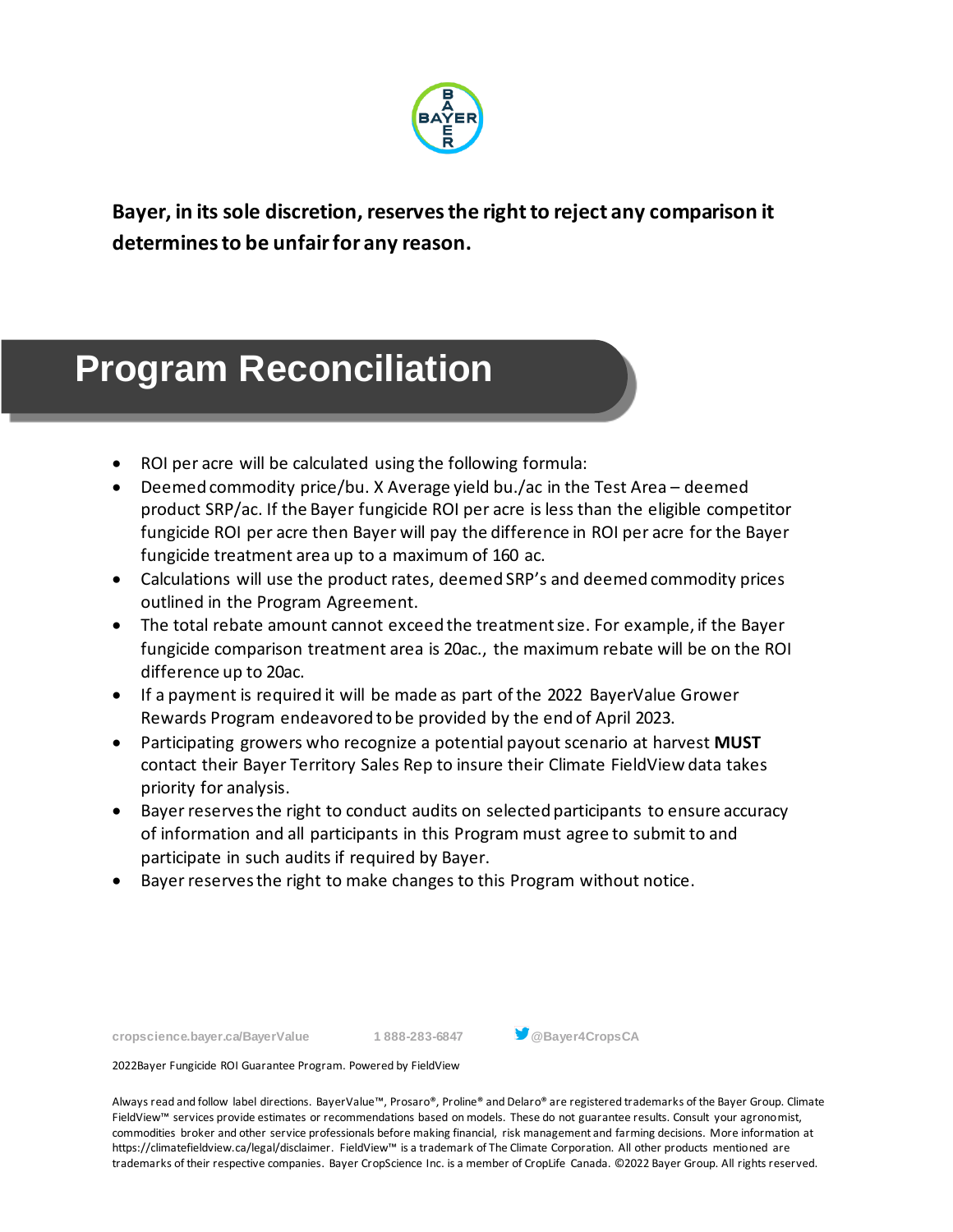**Bayer, in its sole discretion, reserves the right to reject any comparison it determines to be unfair for any reason.**

# Program Reconciliation

- ROI per acre will be calculated using the following formula:
- Deemed commodity price/bu. X Average yield bu./ac in the Test Area – deemed product SRP/ac. If the Bayer fungicide ROI per acre is less than the eligible competitor fungicide ROI per acre then Bayer will pay the difference in ROI per acre for the Bayer fungicide treatment area up to a maximum of 160 ac.
- Calculations will use the product rates, deemed SRP's and deemed commodity prices outlined in the Program Agreement.
- The total rebate amount cannot exceed the treatment size. For example, if the Bayer fungicide comparison treatment area is 20ac., the maximum rebate will be on the ROI difference up to 20ac.
- If a payment is required it will be made as part of the 2022 BayerValue Grower Rewards Program endeavored to be provided by the end of April 2023.
- Participating growers who recognize a potential payout scenario at harvest **MUST** contact their Bayer Territory Sales Rep to insure their Climate FieldView data takes priority for analysis.
- Bayer reserves the right to conduct audits on selected participants to ensure accuracy of information and all participants in this Program must agree to submit to and participate in such audits if required by Bayer.
- Bayer reserves the right to make changes to this Program without notice.

cropscience.bayer.ca/BayerValue 1 888-283-6847 @Bayer4CropsCA

2022Bayer Fungicide ROI Guarantee Program. Powered by FieldView

Always read and follow label directions. BayerValue™, Prosaro®, Proline® and Delaro® are registered trademarks of the Bayer Group. Climate FieldView™ services provide estimates or recommendations based on models. These do not guarantee results. Consult your agronomist, commodities broker and other service professionals before making financial, risk management and farming decisions. More information at https://climatefieldview.ca/legal/disclaimer. FieldView™ is a trademark of The Climate Corporation. All other products mentioned are trademarks of their respective companies. Bayer CropScience Inc. is a member of CropLife Canada. ©2022 Bayer Group. All rights reserved.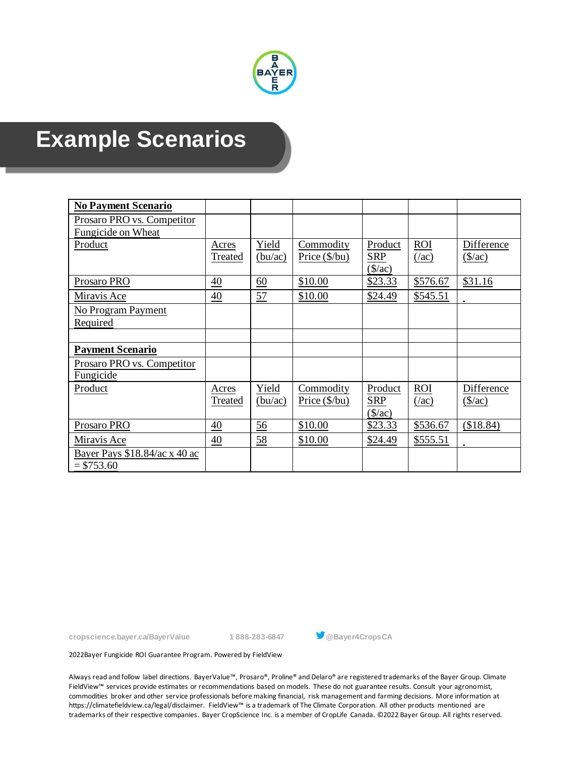# Example Scenarios

| **No Payment Scenario** | | | | | | |
|---|---|---|---|---|---|---|
| Prosaro PRO vs. Competitor Fungicide on Wheat | | | | | | |
| Product | Acres Treated | Yield (bu/ac) | Commodity Price ($/bu) | Product SRP ($/ac) | ROI (/ac) | Difference ($/ac) |
| Prosaro PRO | 40 | 60 | $10.00 | $23.33 | $576.67 | $31.16 |
| Miravis Ace | 40 | 57 | $10.00 | $24.49 | $545.51 | |
| No Program Payment Required | | | | | | |
| | | | | | | |
| **Payment Scenario** | | | | | | |
| Prosaro PRO vs. Competitor Fungicide | | | | | | |
| Product | Acres Treated | Yield (bu/ac) | Commodity Price ($/bu) | Product SRP ($/ac) | ROI (/ac) | Difference ($/ac) |
| Prosaro PRO | 40 | 56 | $10.00 | $23.33 | $536.67 | ($18.84) |
| Miravis Ace | 40 | 58 | $10.00 | $24.49 | $555.51 | |
| Bayer Pays $18.84/ac x 40 ac = $753.60 | | | | | | |

cropscience.bayer.ca/BayerValue 1 888-283-6847 @Bayer4CropsCA

2022Bayer Fungicide ROI Guarantee Program. Powered by FieldView

Always read and follow label directions. BayerValue™, Prosaro®, Proline® and Delaro® are registered trademarks of the Bayer Group. Climate FieldView™ services provide estimates or recommendations based on models. These do not guarantee results. Consult your agronomist, commodities broker and other service professionals before making financial, risk management and farming decisions. More information at https://climatefieldview.ca/legal/disclaimer. FieldView™ is a trademark of The Climate Corporation. All other products mentioned are trademarks of their respective companies. Bayer CropScience Inc. is a member of CropLife Canada. ©2022 Bayer Group. All rights reserved.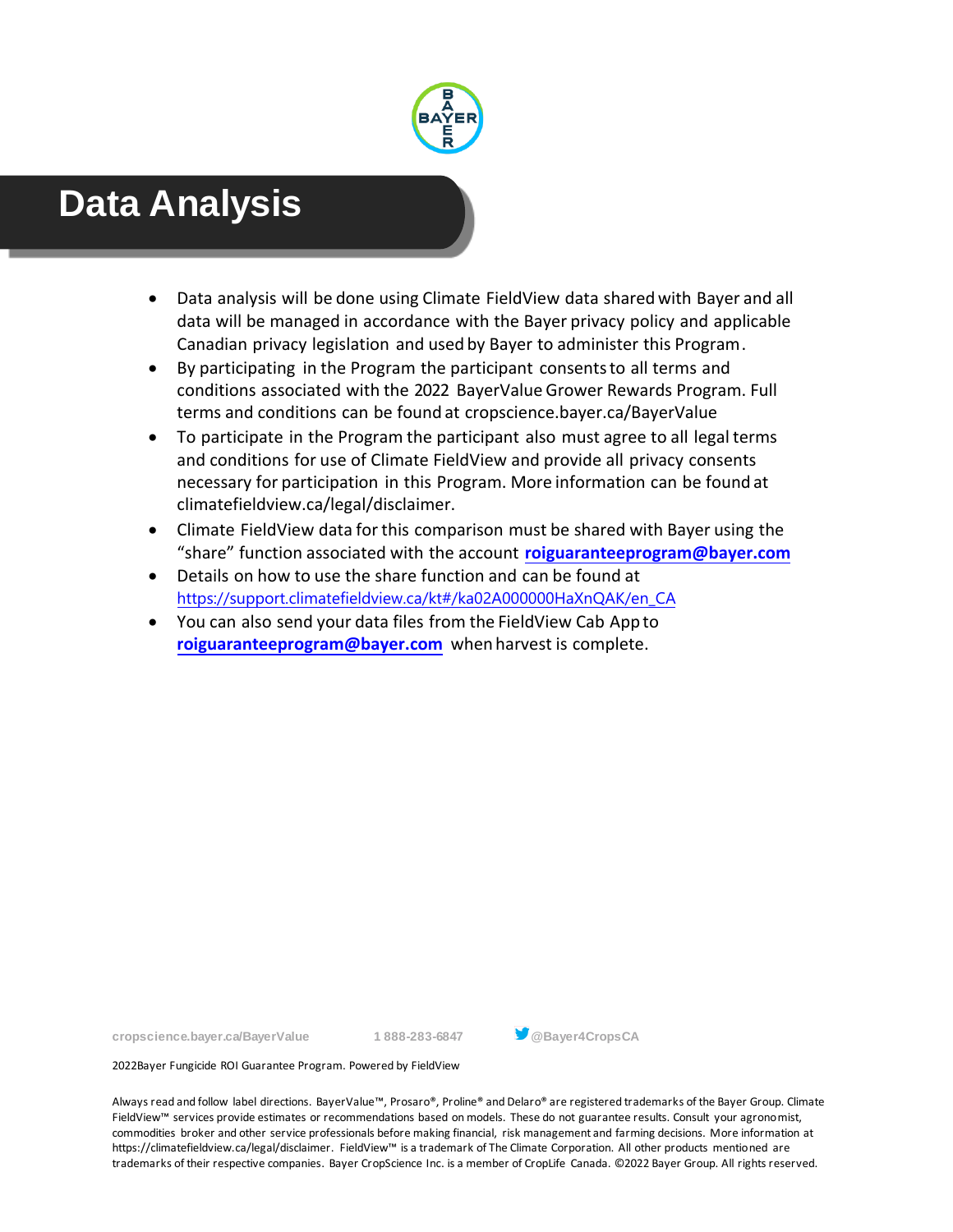# Data Analysis

- Data analysis will be done using Climate FieldView data shared with Bayer and all data will be managed in accordance with the Bayer privacy policy and applicable Canadian privacy legislation and used by Bayer to administer this Program.
- By participating in the Program the participant consents to all terms and conditions associated with the 2022 BayerValue Grower Rewards Program. Full terms and conditions can be found at cropscience.bayer.ca/BayerValue
- To participate in the Program the participant also must agree to all legal terms and conditions for use of Climate FieldView and provide all privacy consents necessary for participation in this Program. More information can be found at climatefieldview.ca/legal/disclaimer.
- Climate FieldView data for this comparison must be shared with Bayer using the "share" function associated with the account **roiguaranteeprogram@bayer.com**
- Details on how to use the share function and can be found at https://support.climatefieldview.ca/kt#/ka02A000000HaXnQAK/en_CA
- You can also send your data files from the FieldView Cab App to **roiguaranteeprogram@bayer.com** when harvest is complete.

cropscience.bayer.ca/BayerValue 1 888-283-6847 @Bayer4CropsCA

2022Bayer Fungicide ROI Guarantee Program. Powered by FieldView

Always read and follow label directions. BayerValue™, Prosaro®, Proline® and Delaro® are registered trademarks of the Bayer Group. Climate FieldView™ services provide estimates or recommendations based on models. These do not guarantee results. Consult your agronomist, commodities broker and other service professionals before making financial, risk management and farming decisions. More information at https://climatefieldview.ca/legal/disclaimer. FieldView™ is a trademark of The Climate Corporation. All other products mentioned are trademarks of their respective companies. Bayer CropScience Inc. is a member of CropLife Canada. ©2022 Bayer Group. All rights reserved.